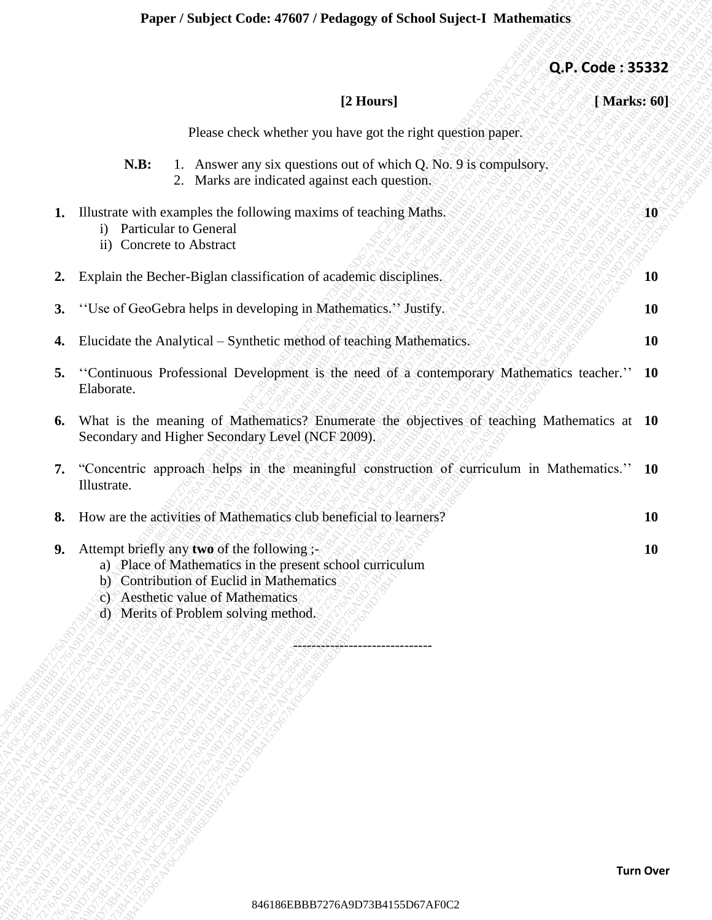**Paper / Subject Code: 47607 / Pedagogy of School Suject-I Mathematics**

**Q.P. Code : 35332**

**[2 Hours]** **[ Marks: 60]**

Please check whether you have got the right question paper.

**N.B:**
1. Answer any six questions out of which Q. No. 9 is compulsory.
2. Marks are indicated against each question.

**1.** Illustrate with examples the following maxims of teaching Maths. **10**
   i) Particular to General
   ii) Concrete to Abstract

**2.** Explain the Becher-Biglan classification of academic disciplines. **10**

**3.** ''Use of GeoGebra helps in developing in Mathematics.'' Justify. **10**

**4.** Elucidate the Analytical – Synthetic method of teaching Mathematics. **10**

**5.** ''Continuous Professional Development is the need of a contemporary Mathematics teacher.'' Elaborate. **10**

**6.** What is the meaning of Mathematics? Enumerate the objectives of teaching Mathematics at Secondary and Higher Secondary Level (NCF 2009). **10**

**7.** "Concentric approach helps in the meaningful construction of curriculum in Mathematics.'' Illustrate. **10**

**8.** How are the activities of Mathematics club beneficial to learners? **10**

**9.** Attempt briefly any **two** of the following ;- **10**
   a) Place of Mathematics in the present school curriculum
   b) Contribution of Euclid in Mathematics
   c) Aesthetic value of Mathematics
   d) Merits of Problem solving method.

------------------------------

**Turn Over**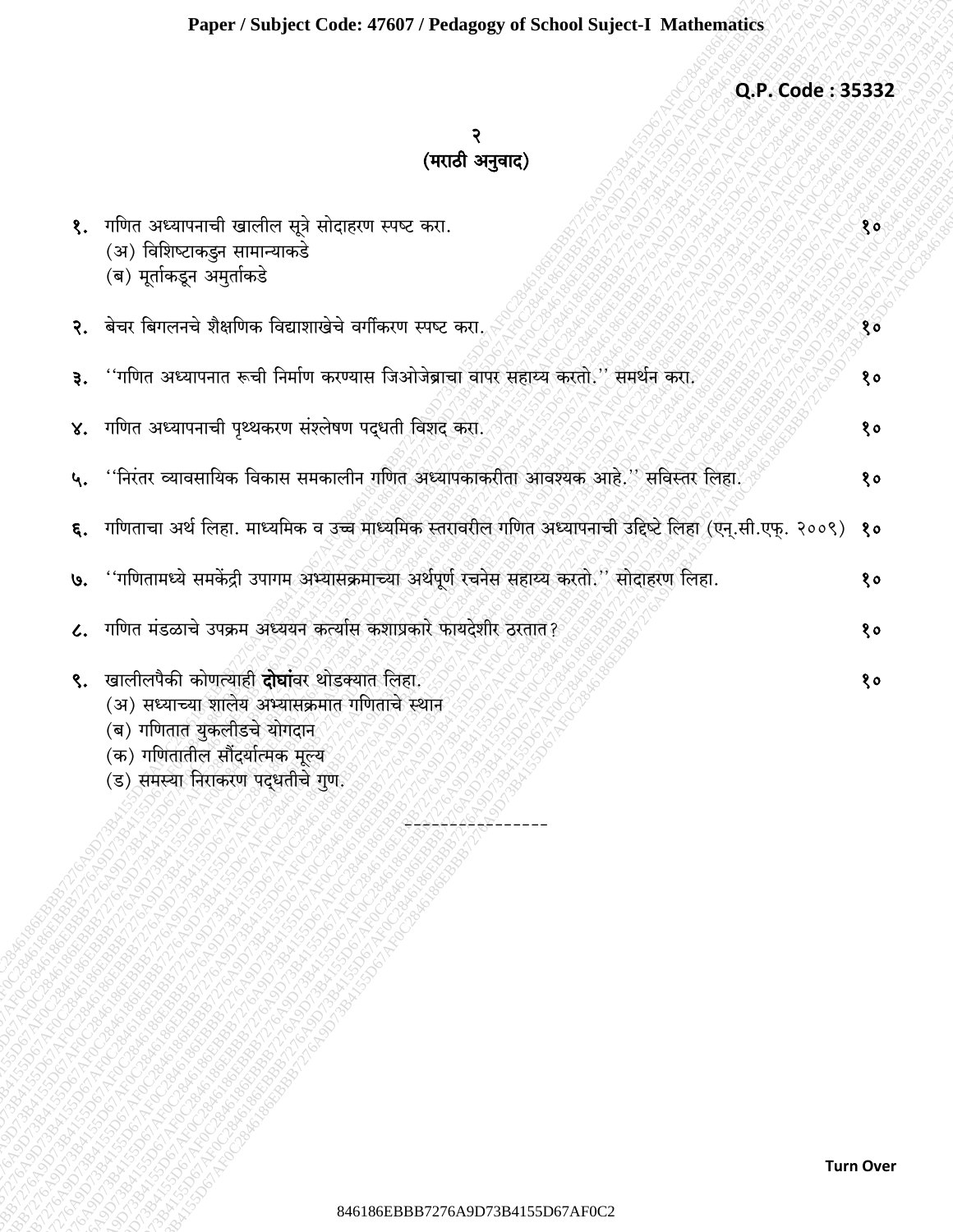Q.P. Code : 35332

## (मराठी अनुवाद)

१. गणित अध्यापनाची खालील सूत्रे सोदाहरण स्पष्ट करा. १०
   (अ) विशिष्टाकडुन सामान्याकडे
   (ब) मूर्ताकडून अमुर्ताकडे

२. बेचर बिगलनचे शैक्षणिक विद्याशाखेचे वर्गीकरण स्पष्ट करा. १०

३. ''गणित अध्यापनात रूची निर्माण करण्यास जिओजेब्राचा वापर सहाय्य करतो.'' समर्थन करा. १०

४. गणित अध्यापनाची पृथ्थकरण संश्लेषण पद्धती विशद करा. १०

५. ''निरंतर व्यावसायिक विकास समकालीन गणित अध्यापकाकरीता आवश्यक आहे.'' सविस्तर लिहा. १०

६. गणिताचा अर्थ लिहा. माध्यमिक व उच्च माध्यमिक स्तरावरील गणित अध्यापनाची उद्दिष्टे लिहा (एन्.सी.एफ्. २००९) १०

७. ''गणितामध्ये समकेंद्री उपागम अभ्यासक्रमाच्या अर्थपूर्ण रचनेस सहाय्य करतो.'' सोदाहरण लिहा. १०

८. गणित मंडळाचे उपक्रम अध्ययन कर्त्यास कशाप्रकारे फायदेशीर ठरतात? १०

९. खालीलपैकी कोणत्याही **दोघां**वर थोडक्यात लिहा. १०
   (अ) सध्याच्या शालेय अभ्यासक्रमात गणिताचे स्थान
   (ब) गणितात युकलीडचे योगदान
   (क) गणितातील सौंदर्यात्मक मूल्य
   (ड) समस्या निराकरण पद्धतीचे गुण.

----------------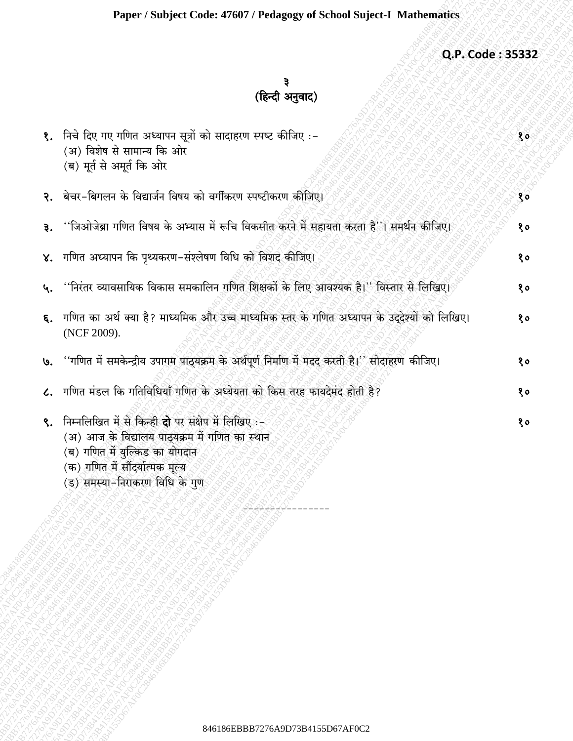Q.P. Code : 35332

# (हिन्दी अनुवाद)

१. निचे दिए गए गणित अध्यापन सूत्रों को सादाहरण स्पष्ट कीजिए :- १०
(अ) विशेष से सामान्य कि ओर
(ब) मूर्त से अमूर्त कि ओर

२. बेचर-बिगलन के विद्यार्जन विषय को वर्गीकरण स्पष्टीकरण कीजिए। १०

३. ''जिओजेब्रा गणित विषय के अभ्यास में रूचि विकसीत करने में सहायता करता है''। समर्थन कीजिए। १०

४. गणित अध्यापन कि पृथ्यकरण-संश्लेषण विधि को विशद कीजिए। १०

५. ''निरंतर व्यावसायिक विकास समकालिन गणित शिक्षकों के लिए आवश्यक है।'' विस्तार से लिखिए। १०

६. गणित का अर्थ क्या है? माध्यमिक और उच्च माध्यमिक स्तर के गणित अध्यापन के उद्देश्यों को लिखिए। (NCF 2009). १०

७. ''गणित में समकेन्द्रीय उपागम पाठ्यक्रम के अर्थपूर्ण निर्माण में मदद करती है।'' सोदाहरण कीजिए। १०

८. गणित मंडल कि गतिविधियाँ गणित के अध्येयता को किस तरह फायदेमंद होती है? १०

९. निम्नलिखित में से किन्ही **दो** पर संक्षेप में लिखिए :- १०
(अ) आज के विद्यालय पाठ्यक्रम में गणित का स्थान
(ब) गणित में युल्किड का योगदान
(क) गणित में सौंदर्यात्मक मूल्य
(ड) समस्या-निराकरण विधि के गुण

----------------